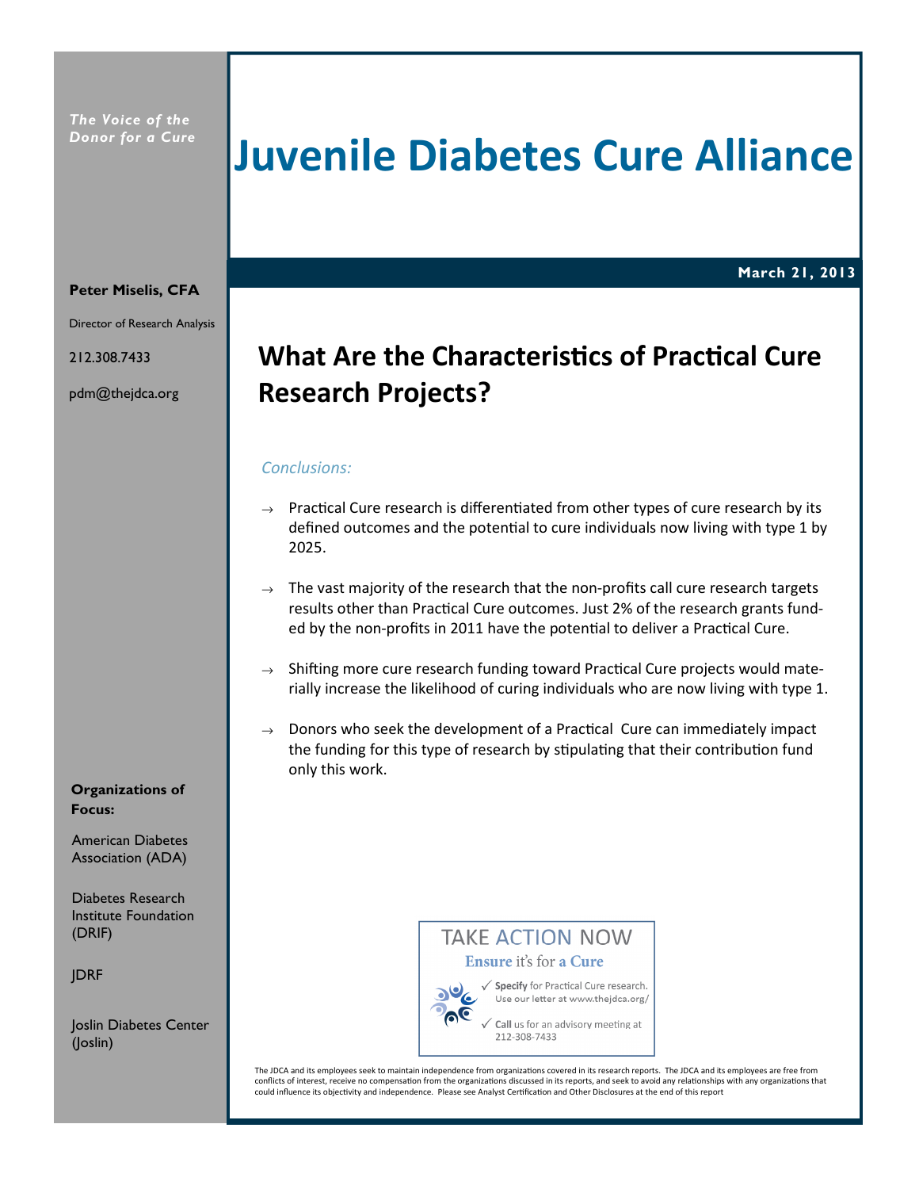*The Voice of the Donor for a Cure*

# Juvenile Diabetes Cure Alliance

**March 21, 2013**

**Peter Miselis, CFA**

Director of Research Analysis

212.308.7433

pdm@thejdca.org

## What Are the Characteristics of Practical Cure Research Projects?

*Conclusions:*

→ Practical Cure research is differentiated from other types of cure research by its defined outcomes and the potential to cure individuals now living with type 1 by 2025.

→ The vast majority of the research that the non-profits call cure research targets results other than Practical Cure outcomes. Just 2% of the research grants funded by the non-profits in 2011 have the potential to deliver a Practical Cure.

→ Shifting more cure research funding toward Practical Cure projects would materially increase the likelihood of curing individuals who are now living with type 1.

→ Donors who seek the development of a Practical Cure can immediately impact the funding for this type of research by stipulating that their contribution fund only this work.

**Organizations of Focus:**

American Diabetes Association (ADA)

Diabetes Research Institute Foundation (DRIF)

JDRF

Joslin Diabetes Center (Joslin)

TAKE ACTION NOW

**Ensure** it's for **a Cure**

✓ **Specify** for Practical Cure research. Use our letter at www.thejdca.org/

✓ **Call** us for an advisory meeting at 212-308-7433

The JDCA and its employees seek to maintain independence from organizations covered in its research reports. The JDCA and its employees are free from conflicts of interest, receive no compensation from the organizations discussed in its reports, and seek to avoid any relationships with any organizations that could influence its objectivity and independence. Please see Analyst Certification and Other Disclosures at the end of this report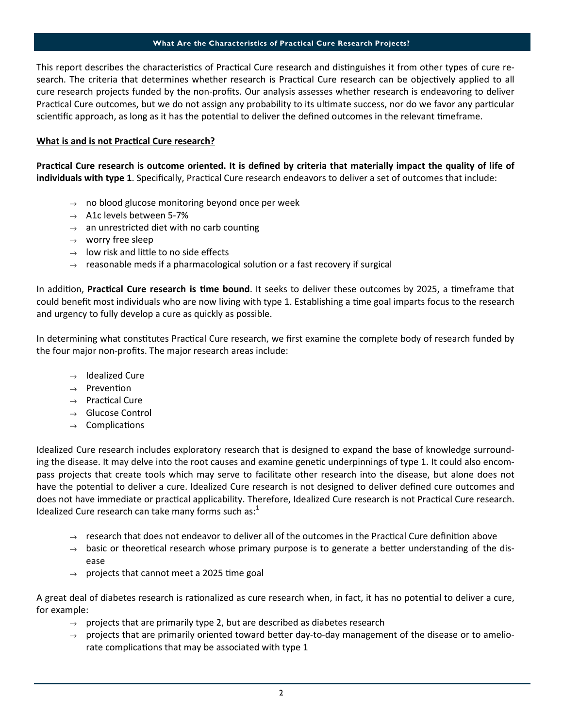## What Are the Characteristics of Practical Cure Research Projects?

This report describes the characteristics of Practical Cure research and distinguishes it from other types of cure research. The criteria that determines whether research is Practical Cure research can be objectively applied to all cure research projects funded by the non-profits. Our analysis assesses whether research is endeavoring to deliver Practical Cure outcomes, but we do not assign any probability to its ultimate success, nor do we favor any particular scientific approach, as long as it has the potential to deliver the defined outcomes in the relevant timeframe.

### What is and is not Practical Cure research?

**Practical Cure research is outcome oriented. It is defined by criteria that materially impact the quality of life of individuals with type 1**. Specifically, Practical Cure research endeavors to deliver a set of outcomes that include:

- no blood glucose monitoring beyond once per week
- A1c levels between 5-7%
- an unrestricted diet with no carb counting
- worry free sleep
- low risk and little to no side effects
- reasonable meds if a pharmacological solution or a fast recovery if surgical

In addition, **Practical Cure research is time bound**. It seeks to deliver these outcomes by 2025, a timeframe that could benefit most individuals who are now living with type 1. Establishing a time goal imparts focus to the research and urgency to fully develop a cure as quickly as possible.

In determining what constitutes Practical Cure research, we first examine the complete body of research funded by the four major non-profits. The major research areas include:

- Idealized Cure
- Prevention
- Practical Cure
- Glucose Control
- Complications

Idealized Cure research includes exploratory research that is designed to expand the base of knowledge surrounding the disease. It may delve into the root causes and examine genetic underpinnings of type 1. It could also encompass projects that create tools which may serve to facilitate other research into the disease, but alone does not have the potential to deliver a cure. Idealized Cure research is not designed to deliver defined cure outcomes and does not have immediate or practical applicability. Therefore, Idealized Cure research is not Practical Cure research. Idealized Cure research can take many forms such as:[1]

- research that does not endeavor to deliver all of the outcomes in the Practical Cure definition above
- basic or theoretical research whose primary purpose is to generate a better understanding of the disease
- projects that cannot meet a 2025 time goal

A great deal of diabetes research is rationalized as cure research when, in fact, it has no potential to deliver a cure, for example:

- projects that are primarily type 2, but are described as diabetes research
- projects that are primarily oriented toward better day-to-day management of the disease or to ameliorate complications that may be associated with type 1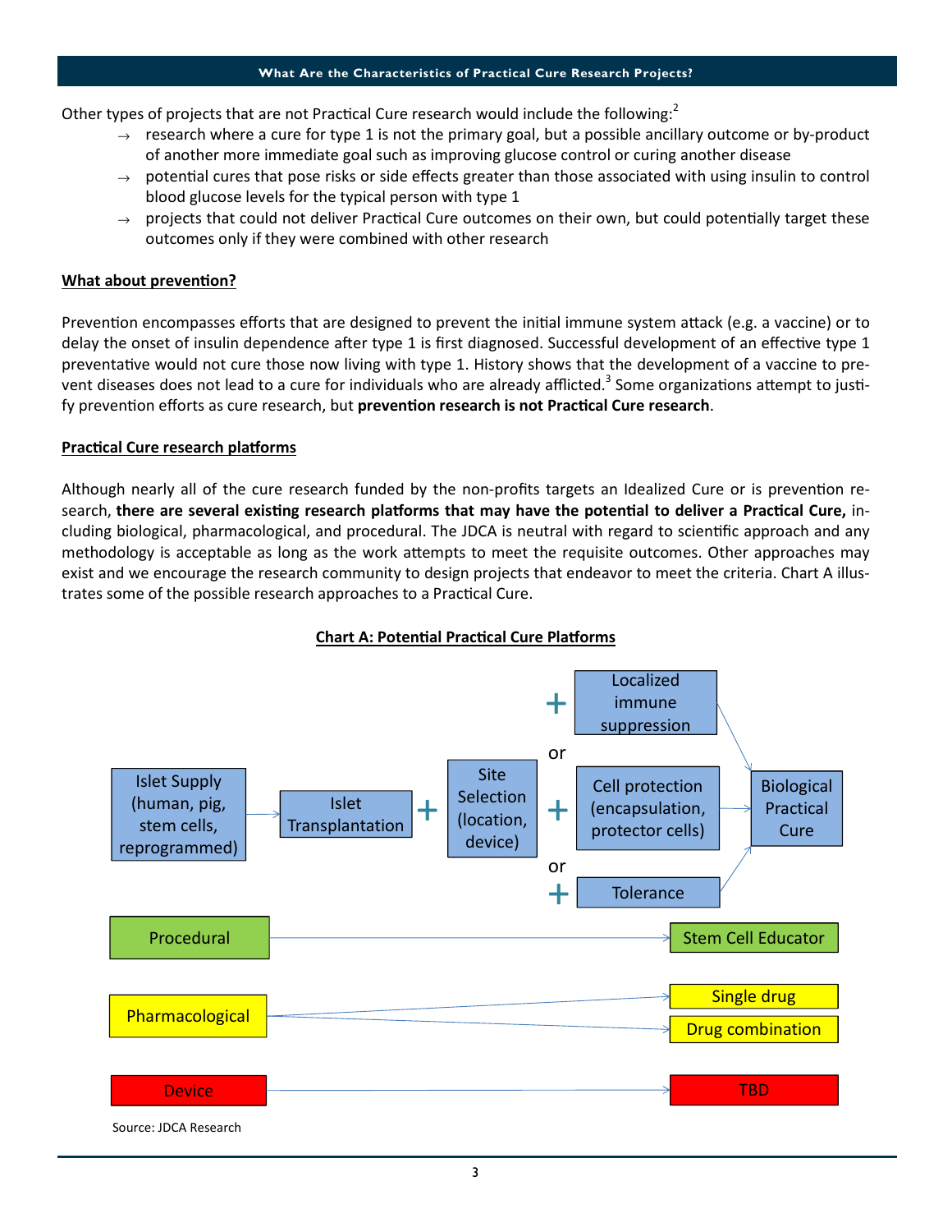## What Are the Characteristics of Practical Cure Research Projects?

Other types of projects that are not Practical Cure research would include the following:[2]

- → research where a cure for type 1 is not the primary goal, but a possible ancillary outcome or by-product of another more immediate goal such as improving glucose control or curing another disease
- → potential cures that pose risks or side effects greater than those associated with using insulin to control blood glucose levels for the typical person with type 1
- → projects that could not deliver Practical Cure outcomes on their own, but could potentially target these outcomes only if they were combined with other research

**What about prevention?**

Prevention encompasses efforts that are designed to prevent the initial immune system attack (e.g. a vaccine) or to delay the onset of insulin dependence after type 1 is first diagnosed. Successful development of an effective type 1 preventative would not cure those now living with type 1. History shows that the development of a vaccine to prevent diseases does not lead to a cure for individuals who are already afflicted.[3] Some organizations attempt to justify prevention efforts as cure research, but **prevention research is not Practical Cure research**.

**Practical Cure research platforms**

Although nearly all of the cure research funded by the non-profits targets an Idealized Cure or is prevention research, **there are several existing research platforms that may have the potential to deliver a Practical Cure,** including biological, pharmacological, and procedural. The JDCA is neutral with regard to scientific approach and any methodology is acceptable as long as the work attempts to meet the requisite outcomes. Other approaches may exist and we encourage the research community to design projects that endeavor to meet the criteria. Chart A illustrates some of the possible research approaches to a Practical Cure.

**Chart A: Potential Practical Cure Platforms**

Islet Supply (human, pig, stem cells, reprogrammed) → Islet Transplantation + Site Selection (location, device) + Localized immune suppression **or** + Cell protection (encapsulation, protector cells) **or** + Tolerance → Biological Practical Cure

Procedural → Stem Cell Educator

Pharmacological → Single drug

Pharmacological → Drug combination

Device → TBD

Source: JDCA Research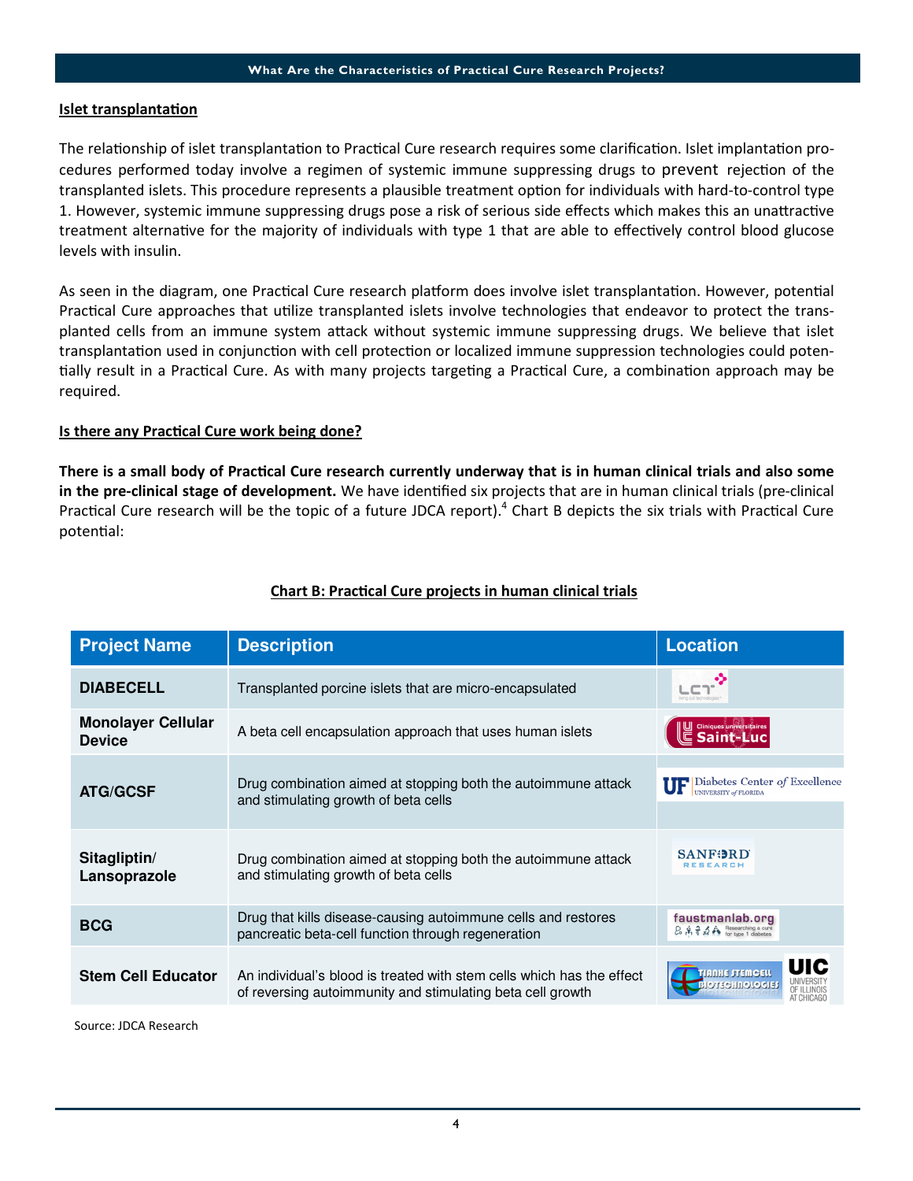### Islet transplantation

The relationship of islet transplantation to Practical Cure research requires some clarification. Islet implantation procedures performed today involve a regimen of systemic immune suppressing drugs to prevent rejection of the transplanted islets. This procedure represents a plausible treatment option for individuals with hard-to-control type 1. However, systemic immune suppressing drugs pose a risk of serious side effects which makes this an unattractive treatment alternative for the majority of individuals with type 1 that are able to effectively control blood glucose levels with insulin.

As seen in the diagram, one Practical Cure research platform does involve islet transplantation. However, potential Practical Cure approaches that utilize transplanted islets involve technologies that endeavor to protect the transplanted cells from an immune system attack without systemic immune suppressing drugs. We believe that islet transplantation used in conjunction with cell protection or localized immune suppression technologies could potentially result in a Practical Cure. As with many projects targeting a Practical Cure, a combination approach may be required.

### Is there any Practical Cure work being done?

**There is a small body of Practical Cure research currently underway that is in human clinical trials and also some in the pre-clinical stage of development.** We have identified six projects that are in human clinical trials (pre-clinical Practical Cure research will be the topic of a future JDCA report).[4] Chart B depicts the six trials with Practical Cure potential:

**Chart B: Practical Cure projects in human clinical trials**

| Project Name | Description | Location |
|---|---|---|
| **DIABECELL** | Transplanted porcine islets that are micro-encapsulated | LCT |
| **Monolayer Cellular Device** | A beta cell encapsulation approach that uses human islets | Cliniques universitaires Saint-Luc |
| **ATG/GCSF** | Drug combination aimed at stopping both the autoimmune attack and stimulating growth of beta cells | UF Diabetes Center of Excellence, University of Florida |
| **Sitagliptin/ Lansoprazole** | Drug combination aimed at stopping both the autoimmune attack and stimulating growth of beta cells | Sanford Research |
| **BCG** | Drug that kills disease-causing autoimmune cells and restores pancreatic beta-cell function through regeneration | faustmanlab.org |
| **Stem Cell Educator** | An individual's blood is treated with stem cells which has the effect of reversing autoimmunity and stimulating beta cell growth | Tianhe Stemcell Biotechnologies; UIC University of Illinois at Chicago |

Source: JDCA Research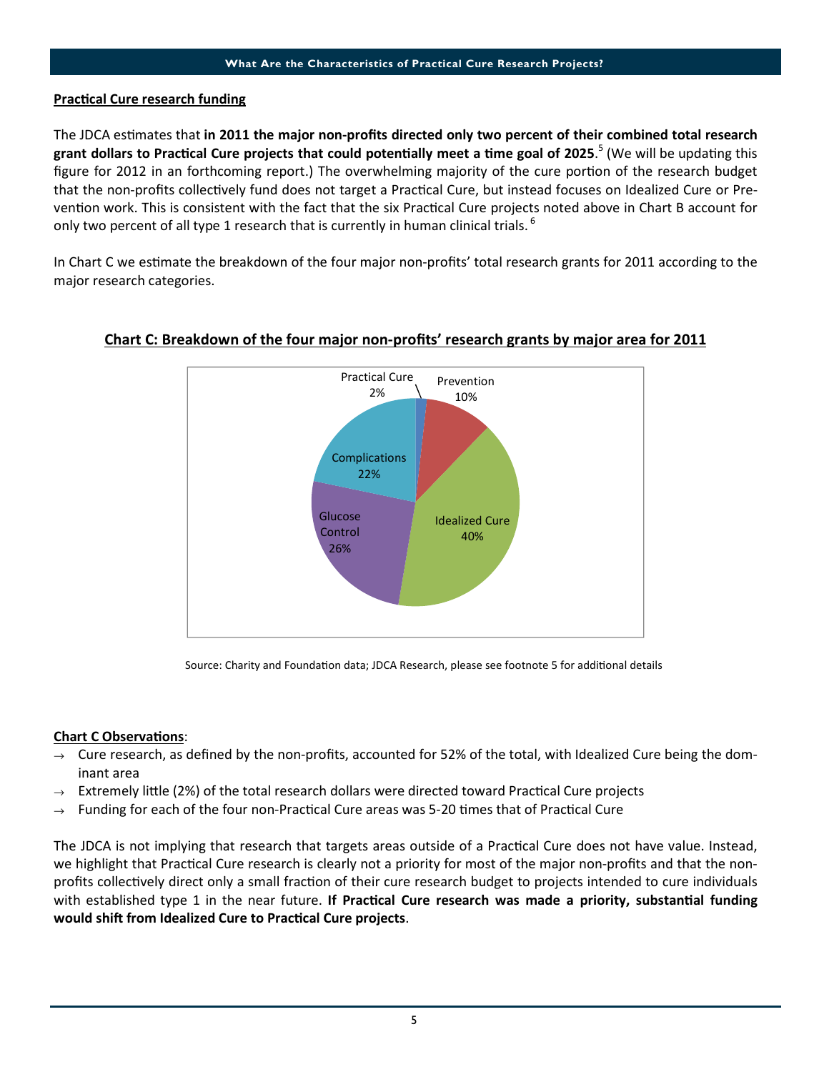**Practical Cure research funding**

The JDCA estimates that **in 2011 the major non-profits directed only two percent of their combined total research grant dollars to Practical Cure projects that could potentially meet a time goal of 2025**.[5] (We will be updating this figure for 2012 in an forthcoming report.) The overwhelming majority of the cure portion of the research budget that the non-profits collectively fund does not target a Practical Cure, but instead focuses on Idealized Cure or Prevention work. This is consistent with the fact that the six Practical Cure projects noted above in Chart B account for only two percent of all type 1 research that is currently in human clinical trials.[6]

In Chart C we estimate the breakdown of the four major non-profits' total research grants for 2011 according to the major research categories.

**Chart C: Breakdown of the four major non-profits' research grants by major area for 2011**

| Area | Share |
|---|---|
| Practical Cure | 2% |
| Prevention | 10% |
| Idealized Cure | 40% |
| Glucose Control | 26% |
| Complications | 22% |

Source: Charity and Foundation data; JDCA Research, please see footnote 5 for additional details

**Chart C Observations**:

- Cure research, as defined by the non-profits, accounted for 52% of the total, with Idealized Cure being the dominant area
- Extremely little (2%) of the total research dollars were directed toward Practical Cure projects
- Funding for each of the four non-Practical Cure areas was 5-20 times that of Practical Cure

The JDCA is not implying that research that targets areas outside of a Practical Cure does not have value. Instead, we highlight that Practical Cure research is clearly not a priority for most of the major non-profits and that the non-profits collectively direct only a small fraction of their cure research budget to projects intended to cure individuals with established type 1 in the near future. **If Practical Cure research was made a priority, substantial funding would shift from Idealized Cure to Practical Cure projects**.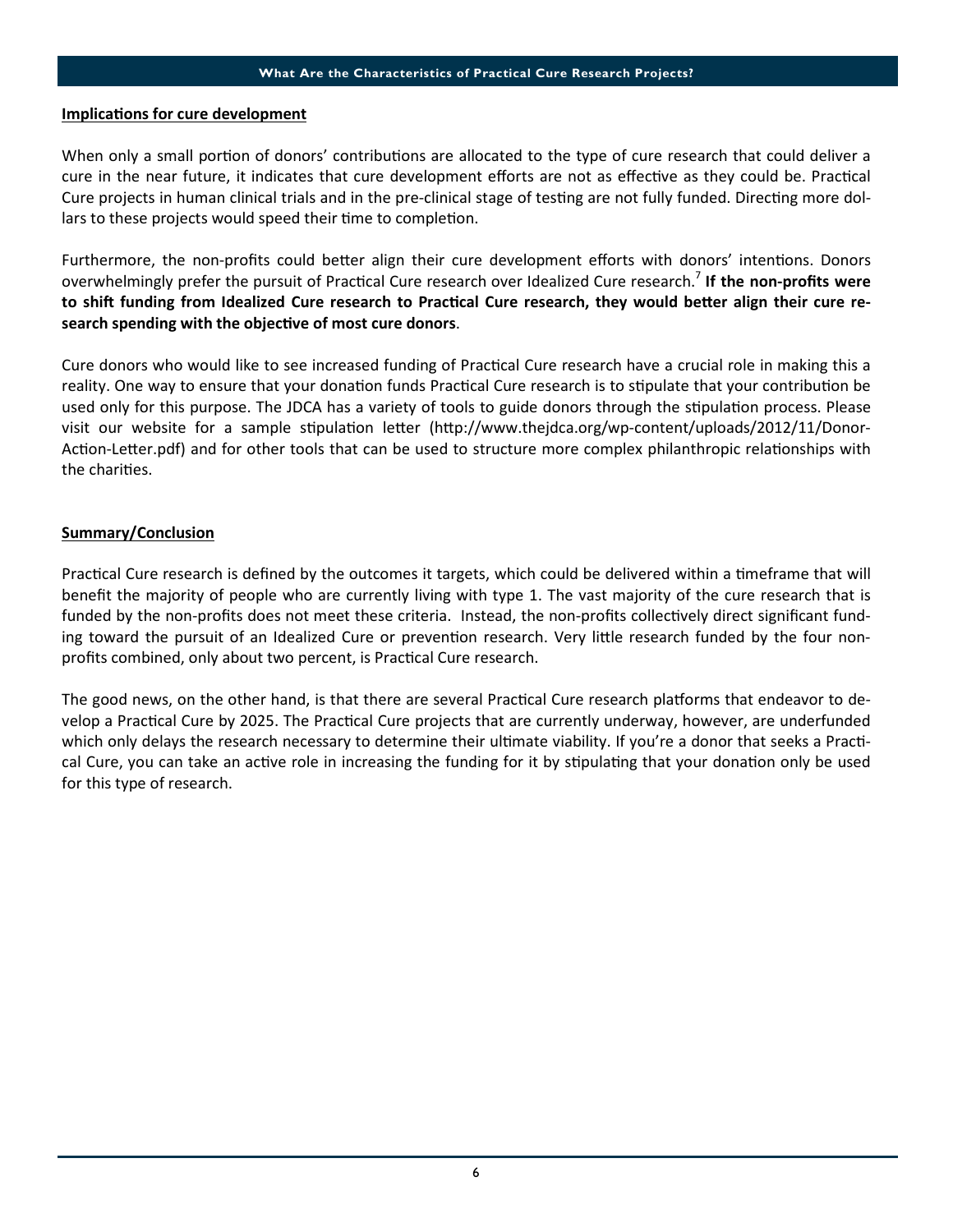**Implications for cure development**

When only a small portion of donors' contributions are allocated to the type of cure research that could deliver a cure in the near future, it indicates that cure development efforts are not as effective as they could be. Practical Cure projects in human clinical trials and in the pre-clinical stage of testing are not fully funded. Directing more dollars to these projects would speed their time to completion.

Furthermore, the non-profits could better align their cure development efforts with donors' intentions. Donors overwhelmingly prefer the pursuit of Practical Cure research over Idealized Cure research.[7] **If the non-profits were to shift funding from Idealized Cure research to Practical Cure research, they would better align their cure research spending with the objective of most cure donors**.

Cure donors who would like to see increased funding of Practical Cure research have a crucial role in making this a reality. One way to ensure that your donation funds Practical Cure research is to stipulate that your contribution be used only for this purpose. The JDCA has a variety of tools to guide donors through the stipulation process. Please visit our website for a sample stipulation letter (http://www.thejdca.org/wp-content/uploads/2012/11/Donor-Action-Letter.pdf) and for other tools that can be used to structure more complex philanthropic relationships with the charities.

**Summary/Conclusion**

Practical Cure research is defined by the outcomes it targets, which could be delivered within a timeframe that will benefit the majority of people who are currently living with type 1. The vast majority of the cure research that is funded by the non-profits does not meet these criteria. Instead, the non-profits collectively direct significant funding toward the pursuit of an Idealized Cure or prevention research. Very little research funded by the four non-profits combined, only about two percent, is Practical Cure research.

The good news, on the other hand, is that there are several Practical Cure research platforms that endeavor to develop a Practical Cure by 2025. The Practical Cure projects that are currently underway, however, are underfunded which only delays the research necessary to determine their ultimate viability. If you're a donor that seeks a Practical Cure, you can take an active role in increasing the funding for it by stipulating that your donation only be used for this type of research.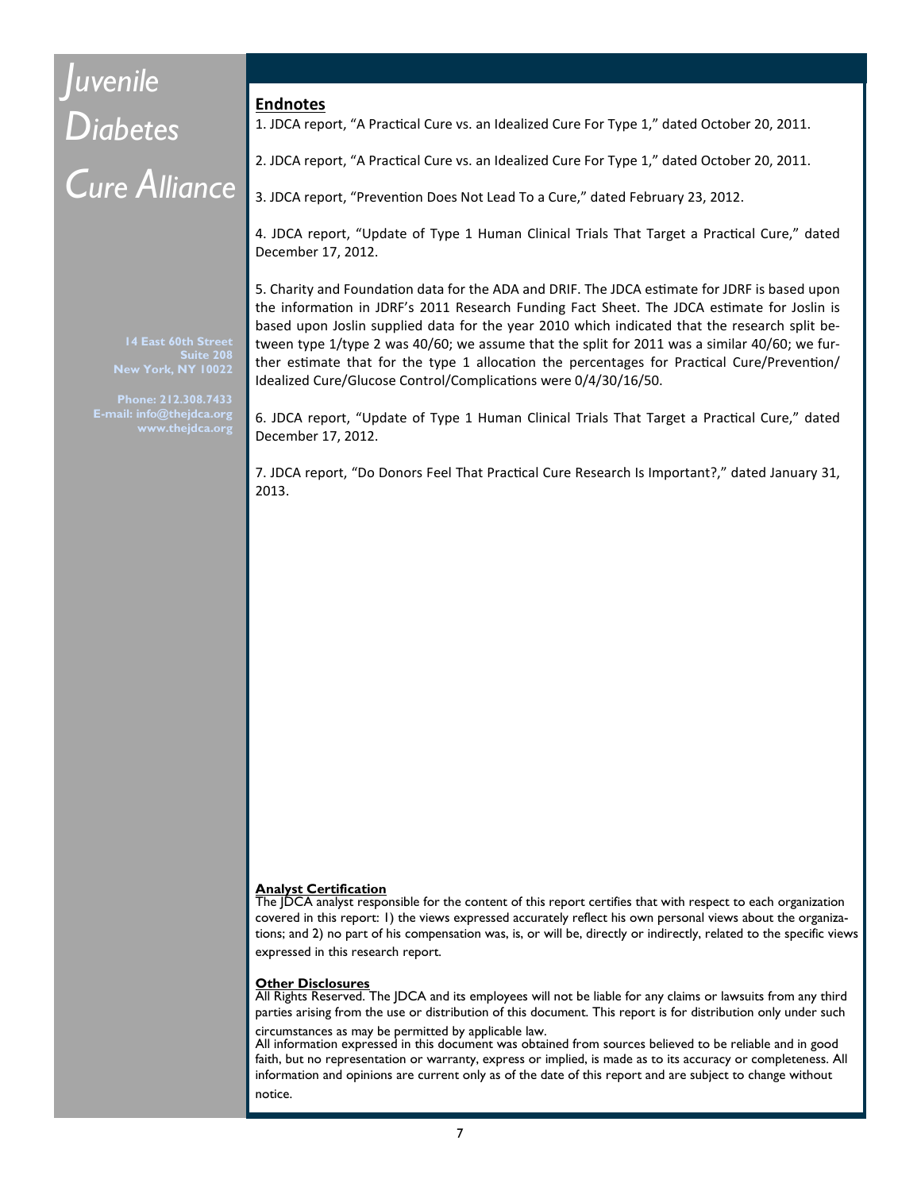# Juvenile Diabetes Cure Alliance

14 East 60th Street
Suite 208
New York, NY 10022

Phone: 212.308.7433
E-mail: info@thejdca.org
www.thejdca.org

## Endnotes

1. JDCA report, "A Practical Cure vs. an Idealized Cure For Type 1," dated October 20, 2011.

2. JDCA report, "A Practical Cure vs. an Idealized Cure For Type 1," dated October 20, 2011.

3. JDCA report, "Prevention Does Not Lead To a Cure," dated February 23, 2012.

4. JDCA report, "Update of Type 1 Human Clinical Trials That Target a Practical Cure," dated December 17, 2012.

5. Charity and Foundation data for the ADA and DRIF. The JDCA estimate for JDRF is based upon the information in JDRF's 2011 Research Funding Fact Sheet. The JDCA estimate for Joslin is based upon Joslin supplied data for the year 2010 which indicated that the research split between type 1/type 2 was 40/60; we assume that the split for 2011 was a similar 40/60; we further estimate that for the type 1 allocation the percentages for Practical Cure/Prevention/Idealized Cure/Glucose Control/Complications were 0/4/30/16/50.

6. JDCA report, "Update of Type 1 Human Clinical Trials That Target a Practical Cure," dated December 17, 2012.

7. JDCA report, "Do Donors Feel That Practical Cure Research Is Important?," dated January 31, 2013.

**Analyst Certification**

The JDCA analyst responsible for the content of this report certifies that with respect to each organization covered in this report: 1) the views expressed accurately reflect his own personal views about the organizations; and 2) no part of his compensation was, is, or will be, directly or indirectly, related to the specific views expressed in this research report.

**Other Disclosures**

All Rights Reserved. The JDCA and its employees will not be liable for any claims or lawsuits from any third parties arising from the use or distribution of this document. This report is for distribution only under such circumstances as may be permitted by applicable law.

All information expressed in this document was obtained from sources believed to be reliable and in good faith, but no representation or warranty, express or implied, is made as to its accuracy or completeness. All information and opinions are current only as of the date of this report and are subject to change without notice.